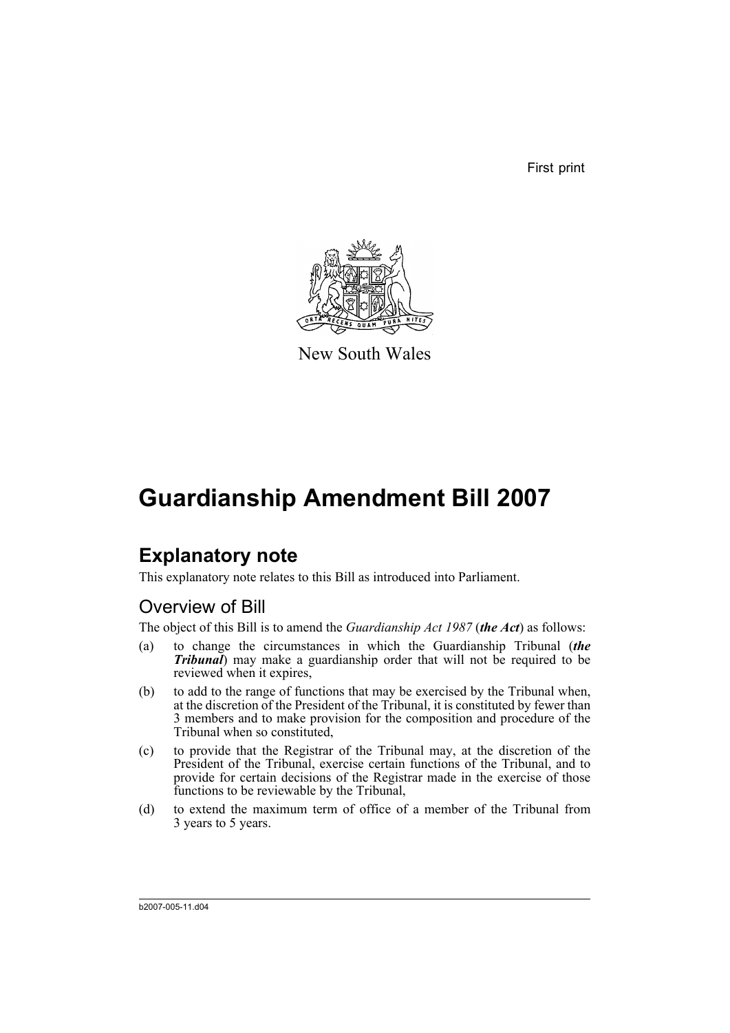First print

New South Wales

# Guardianship Amendment Bill 2007

## Explanatory note

This explanatory note relates to this Bill as introduced into Parliament.

### Overview of Bill

The object of this Bill is to amend the *Guardianship Act 1987* (***the Act***) as follows:

(a) to change the circumstances in which the Guardianship Tribunal (***the Tribunal***) may make a guardianship order that will not be required to be reviewed when it expires,

(b) to add to the range of functions that may be exercised by the Tribunal when, at the discretion of the President of the Tribunal, it is constituted by fewer than 3 members and to make provision for the composition and procedure of the Tribunal when so constituted,

(c) to provide that the Registrar of the Tribunal may, at the discretion of the President of the Tribunal, exercise certain functions of the Tribunal, and to provide for certain decisions of the Registrar made in the exercise of those functions to be reviewable by the Tribunal,

(d) to extend the maximum term of office of a member of the Tribunal from 3 years to 5 years.

b2007-005-11.d04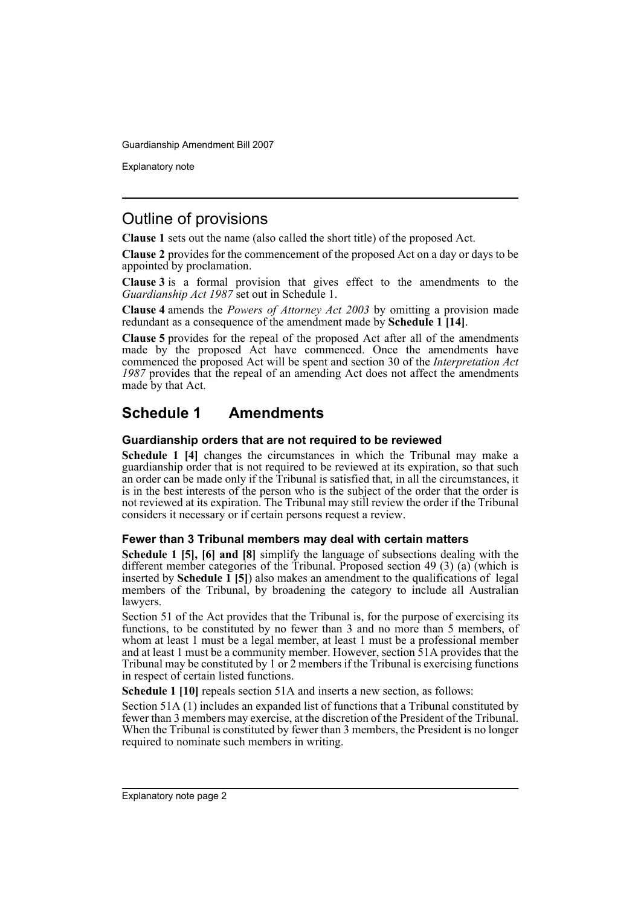## Outline of provisions

**Clause 1** sets out the name (also called the short title) of the proposed Act.

**Clause 2** provides for the commencement of the proposed Act on a day or days to be appointed by proclamation.

**Clause 3** is a formal provision that gives effect to the amendments to the *Guardianship Act 1987* set out in Schedule 1.

**Clause 4** amends the *Powers of Attorney Act 2003* by omitting a provision made redundant as a consequence of the amendment made by **Schedule 1 [14]**.

**Clause 5** provides for the repeal of the proposed Act after all of the amendments made by the proposed Act have commenced. Once the amendments have commenced the proposed Act will be spent and section 30 of the *Interpretation Act 1987* provides that the repeal of an amending Act does not affect the amendments made by that Act.

## Schedule 1 Amendments

### Guardianship orders that are not required to be reviewed

**Schedule 1 [4]** changes the circumstances in which the Tribunal may make a guardianship order that is not required to be reviewed at its expiration, so that such an order can be made only if the Tribunal is satisfied that, in all the circumstances, it is in the best interests of the person who is the subject of the order that the order is not reviewed at its expiration. The Tribunal may still review the order if the Tribunal considers it necessary or if certain persons request a review.

### Fewer than 3 Tribunal members may deal with certain matters

**Schedule 1 [5], [6] and [8]** simplify the language of subsections dealing with the different member categories of the Tribunal. Proposed section 49 (3) (a) (which is inserted by **Schedule 1 [5]**) also makes an amendment to the qualifications of legal members of the Tribunal, by broadening the category to include all Australian lawyers.

Section 51 of the Act provides that the Tribunal is, for the purpose of exercising its functions, to be constituted by no fewer than 3 and no more than 5 members, of whom at least 1 must be a legal member, at least 1 must be a professional member and at least 1 must be a community member. However, section 51A provides that the Tribunal may be constituted by 1 or 2 members if the Tribunal is exercising functions in respect of certain listed functions.

**Schedule 1 [10]** repeals section 51A and inserts a new section, as follows:

Section 51A (1) includes an expanded list of functions that a Tribunal constituted by fewer than 3 members may exercise, at the discretion of the President of the Tribunal. When the Tribunal is constituted by fewer than 3 members, the President is no longer required to nominate such members in writing.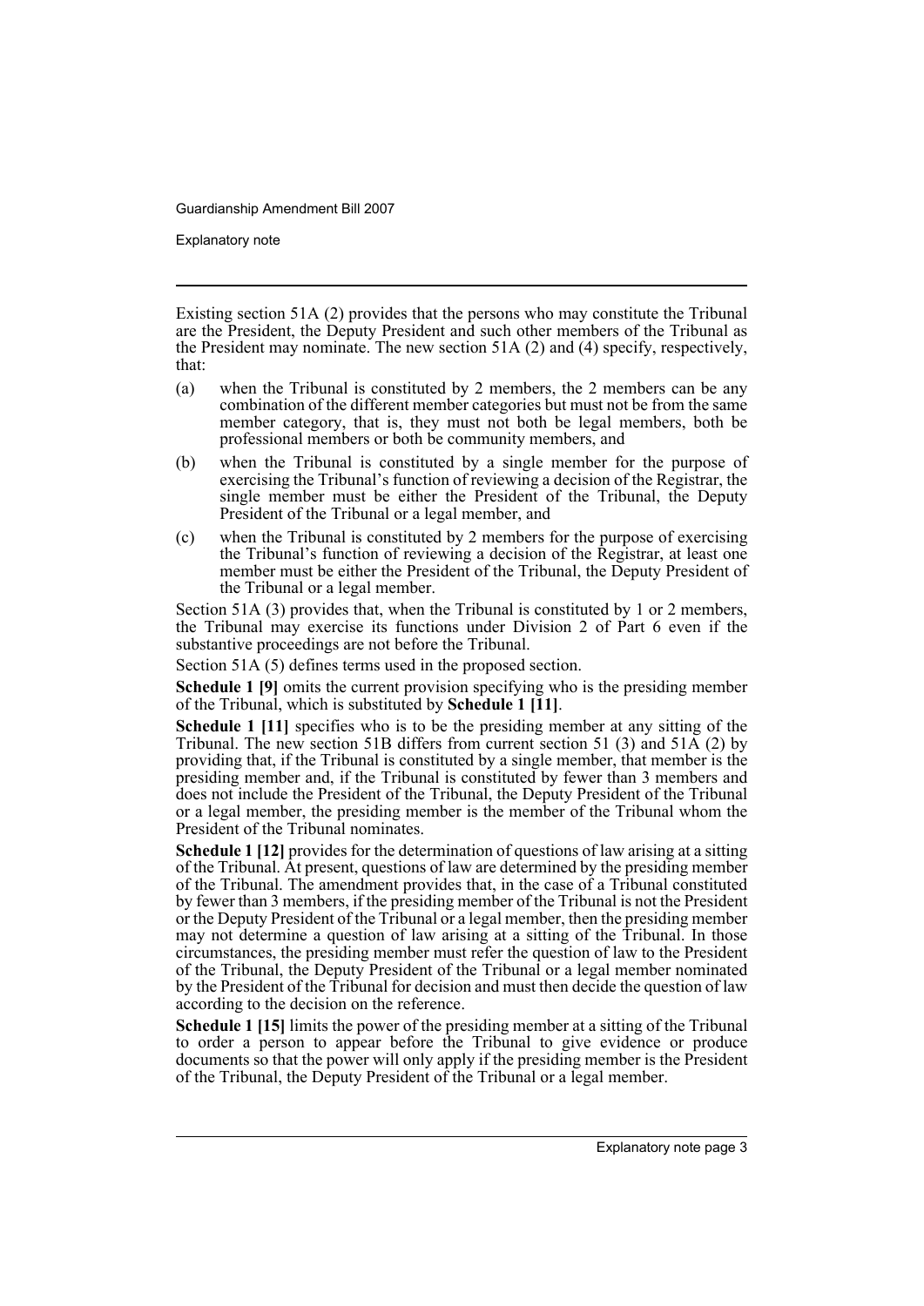Existing section 51A (2) provides that the persons who may constitute the Tribunal are the President, the Deputy President and such other members of the Tribunal as the President may nominate. The new section 51A (2) and (4) specify, respectively, that:

(a) when the Tribunal is constituted by 2 members, the 2 members can be any combination of the different member categories but must not be from the same member category, that is, they must not both be legal members, both be professional members or both be community members, and

(b) when the Tribunal is constituted by a single member for the purpose of exercising the Tribunal's function of reviewing a decision of the Registrar, the single member must be either the President of the Tribunal, the Deputy President of the Tribunal or a legal member, and

(c) when the Tribunal is constituted by 2 members for the purpose of exercising the Tribunal's function of reviewing a decision of the Registrar, at least one member must be either the President of the Tribunal, the Deputy President of the Tribunal or a legal member.

Section 51A (3) provides that, when the Tribunal is constituted by 1 or 2 members, the Tribunal may exercise its functions under Division 2 of Part 6 even if the substantive proceedings are not before the Tribunal.

Section 51A (5) defines terms used in the proposed section.

**Schedule 1 [9]** omits the current provision specifying who is the presiding member of the Tribunal, which is substituted by **Schedule 1 [11]**.

**Schedule 1 [11]** specifies who is to be the presiding member at any sitting of the Tribunal. The new section 51B differs from current section 51 (3) and 51A (2) by providing that, if the Tribunal is constituted by a single member, that member is the presiding member and, if the Tribunal is constituted by fewer than 3 members and does not include the President of the Tribunal, the Deputy President of the Tribunal or a legal member, the presiding member is the member of the Tribunal whom the President of the Tribunal nominates.

**Schedule 1 [12]** provides for the determination of questions of law arising at a sitting of the Tribunal. At present, questions of law are determined by the presiding member of the Tribunal. The amendment provides that, in the case of a Tribunal constituted by fewer than 3 members, if the presiding member of the Tribunal is not the President or the Deputy President of the Tribunal or a legal member, then the presiding member may not determine a question of law arising at a sitting of the Tribunal. In those circumstances, the presiding member must refer the question of law to the President of the Tribunal, the Deputy President of the Tribunal or a legal member nominated by the President of the Tribunal for decision and must then decide the question of law according to the decision on the reference.

**Schedule 1 [15]** limits the power of the presiding member at a sitting of the Tribunal to order a person to appear before the Tribunal to give evidence or produce documents so that the power will only apply if the presiding member is the President of the Tribunal, the Deputy President of the Tribunal or a legal member.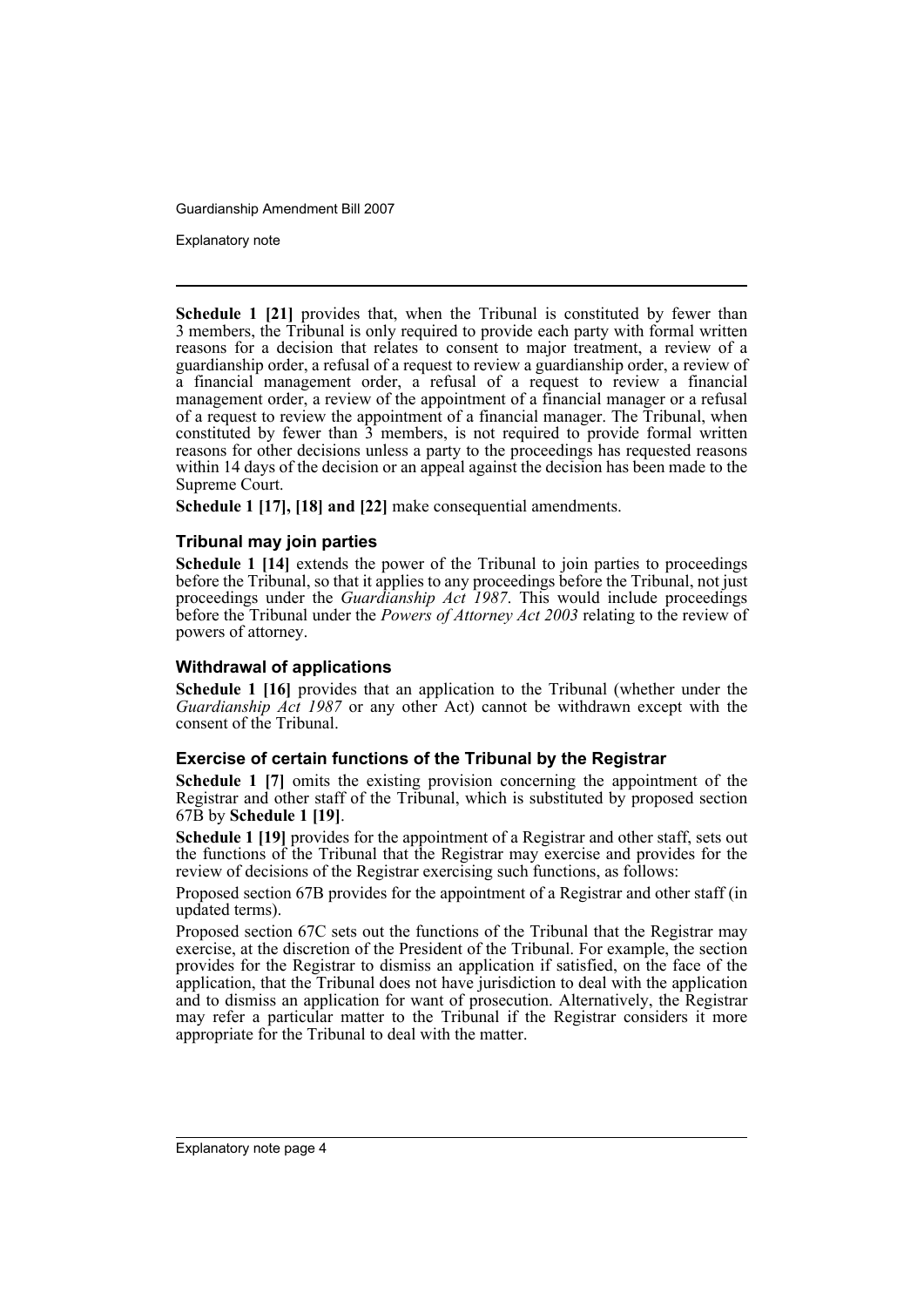**Schedule 1 [21]** provides that, when the Tribunal is constituted by fewer than 3 members, the Tribunal is only required to provide each party with formal written reasons for a decision that relates to consent to major treatment, a review of a guardianship order, a refusal of a request to review a guardianship order, a review of a financial management order, a refusal of a request to review a financial management order, a review of the appointment of a financial manager or a refusal of a request to review the appointment of a financial manager. The Tribunal, when constituted by fewer than 3 members, is not required to provide formal written reasons for other decisions unless a party to the proceedings has requested reasons within 14 days of the decision or an appeal against the decision has been made to the Supreme Court.

**Schedule 1 [17], [18] and [22]** make consequential amendments.

### Tribunal may join parties

**Schedule 1 [14]** extends the power of the Tribunal to join parties to proceedings before the Tribunal, so that it applies to any proceedings before the Tribunal, not just proceedings under the *Guardianship Act 1987*. This would include proceedings before the Tribunal under the *Powers of Attorney Act 2003* relating to the review of powers of attorney.

### Withdrawal of applications

**Schedule 1 [16]** provides that an application to the Tribunal (whether under the *Guardianship Act 1987* or any other Act) cannot be withdrawn except with the consent of the Tribunal.

### Exercise of certain functions of the Tribunal by the Registrar

**Schedule 1 [7]** omits the existing provision concerning the appointment of the Registrar and other staff of the Tribunal, which is substituted by proposed section 67B by **Schedule 1 [19]**.

**Schedule 1 [19]** provides for the appointment of a Registrar and other staff, sets out the functions of the Tribunal that the Registrar may exercise and provides for the review of decisions of the Registrar exercising such functions, as follows:

Proposed section 67B provides for the appointment of a Registrar and other staff (in updated terms).

Proposed section 67C sets out the functions of the Tribunal that the Registrar may exercise, at the discretion of the President of the Tribunal. For example, the section provides for the Registrar to dismiss an application if satisfied, on the face of the application, that the Tribunal does not have jurisdiction to deal with the application and to dismiss an application for want of prosecution. Alternatively, the Registrar may refer a particular matter to the Tribunal if the Registrar considers it more appropriate for the Tribunal to deal with the matter.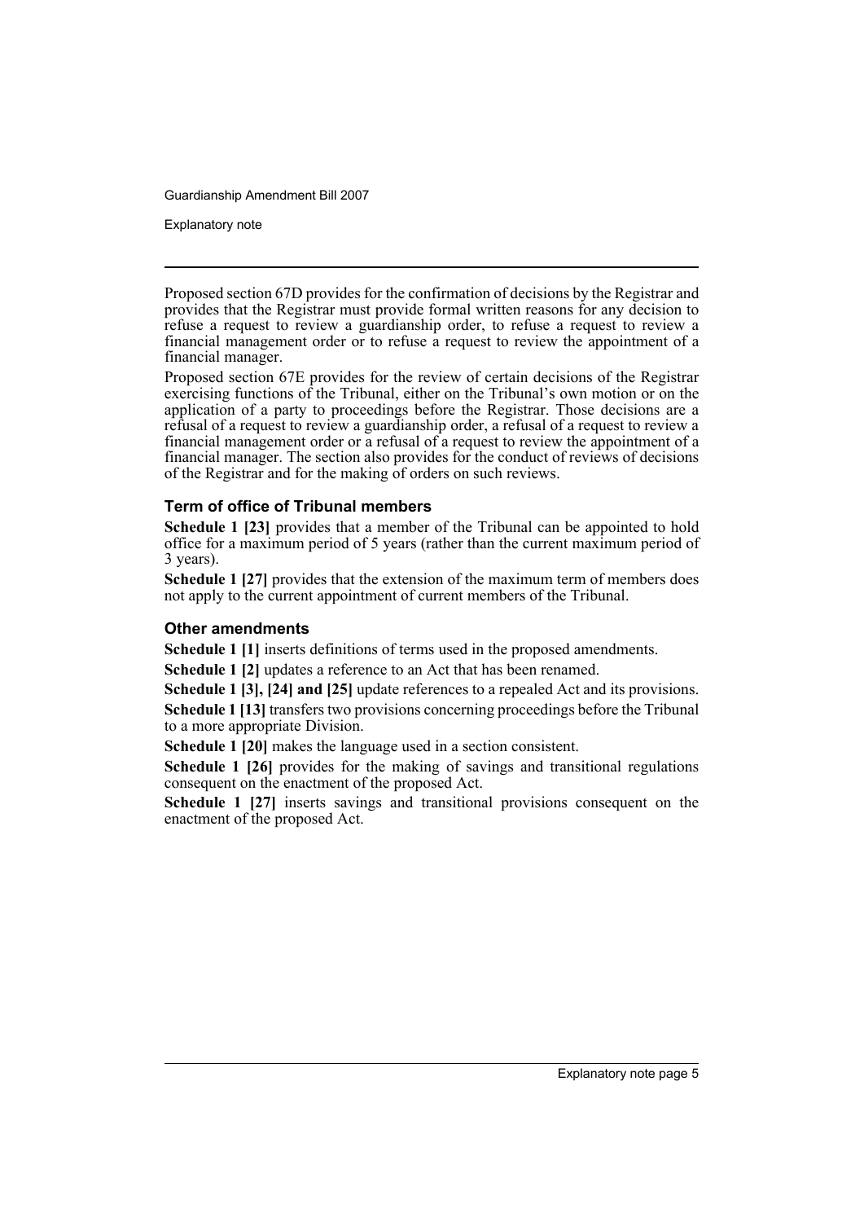Proposed section 67D provides for the confirmation of decisions by the Registrar and provides that the Registrar must provide formal written reasons for any decision to refuse a request to review a guardianship order, to refuse a request to review a financial management order or to refuse a request to review the appointment of a financial manager.

Proposed section 67E provides for the review of certain decisions of the Registrar exercising functions of the Tribunal, either on the Tribunal's own motion or on the application of a party to proceedings before the Registrar. Those decisions are a refusal of a request to review a guardianship order, a refusal of a request to review a financial management order or a refusal of a request to review the appointment of a financial manager. The section also provides for the conduct of reviews of decisions of the Registrar and for the making of orders on such reviews.

### Term of office of Tribunal members

**Schedule 1 [23]** provides that a member of the Tribunal can be appointed to hold office for a maximum period of 5 years (rather than the current maximum period of 3 years).

**Schedule 1 [27]** provides that the extension of the maximum term of members does not apply to the current appointment of current members of the Tribunal.

### Other amendments

**Schedule 1 [1]** inserts definitions of terms used in the proposed amendments.

**Schedule 1 [2]** updates a reference to an Act that has been renamed.

**Schedule 1 [3], [24] and [25]** update references to a repealed Act and its provisions.

**Schedule 1 [13]** transfers two provisions concerning proceedings before the Tribunal to a more appropriate Division.

**Schedule 1 [20]** makes the language used in a section consistent.

**Schedule 1 [26]** provides for the making of savings and transitional regulations consequent on the enactment of the proposed Act.

**Schedule 1 [27]** inserts savings and transitional provisions consequent on the enactment of the proposed Act.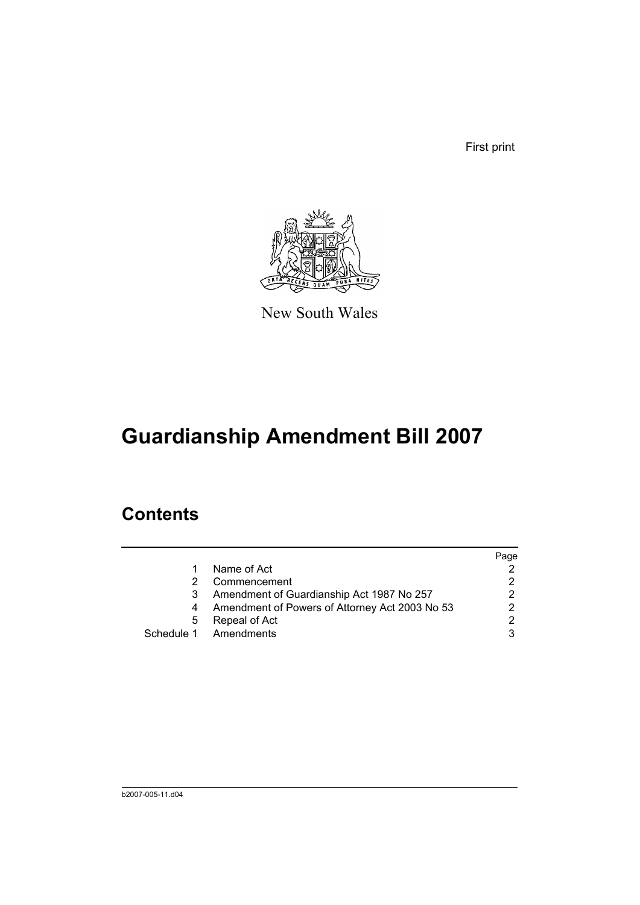First print

New South Wales

# Guardianship Amendment Bill 2007

## Contents

| | | Page |
|---|---|---|
| 1 | Name of Act | 2 |
| 2 | Commencement | 2 |
| 3 | Amendment of Guardianship Act 1987 No 257 | 2 |
| 4 | Amendment of Powers of Attorney Act 2003 No 53 | 2 |
| 5 | Repeal of Act | 2 |
| Schedule 1 | Amendments | 3 |

b2007-005-11.d04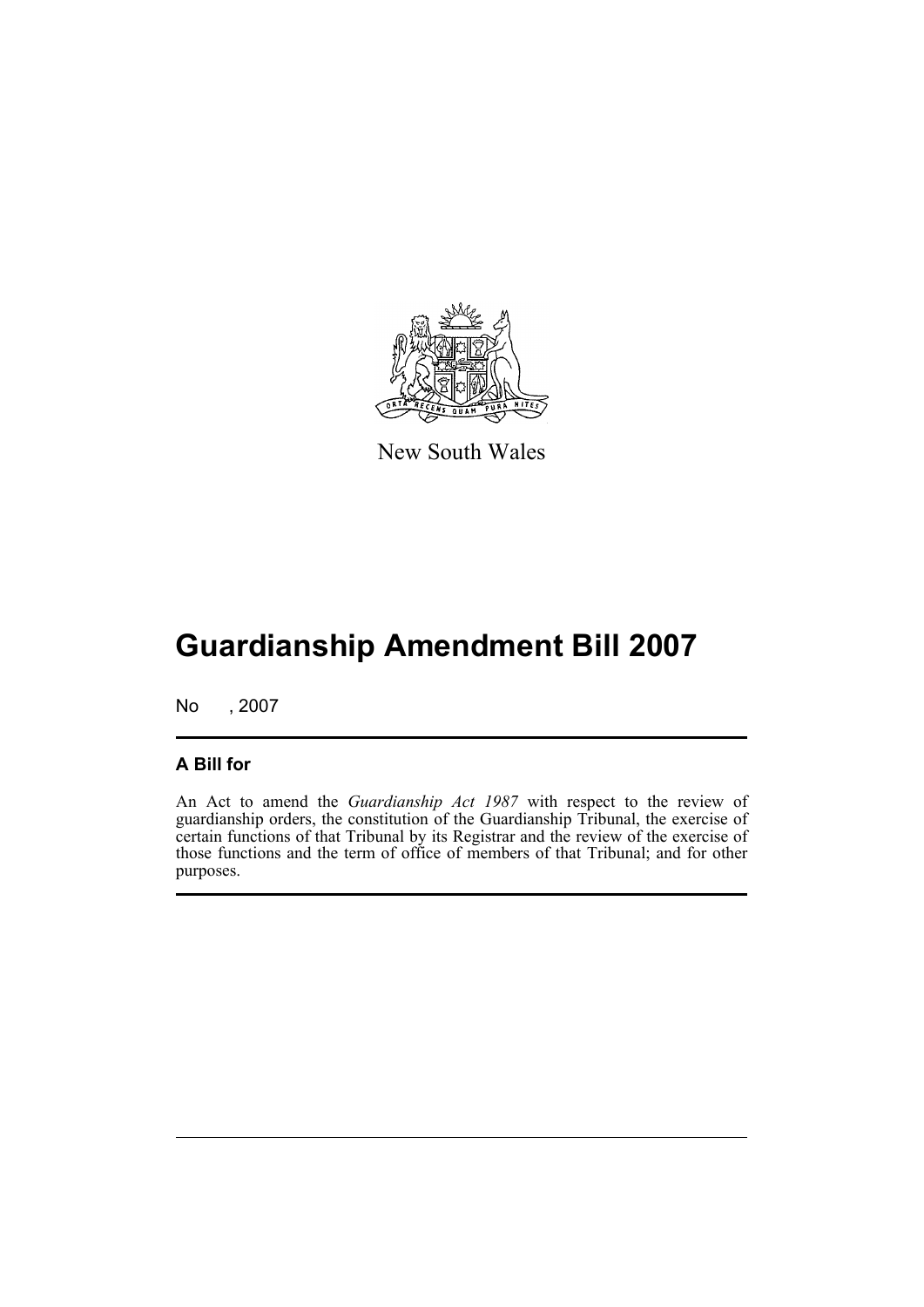New South Wales

# Guardianship Amendment Bill 2007

No , 2007

## A Bill for

An Act to amend the *Guardianship Act 1987* with respect to the review of guardianship orders, the constitution of the Guardianship Tribunal, the exercise of certain functions of that Tribunal by its Registrar and the review of the exercise of those functions and the term of office of members of that Tribunal; and for other purposes.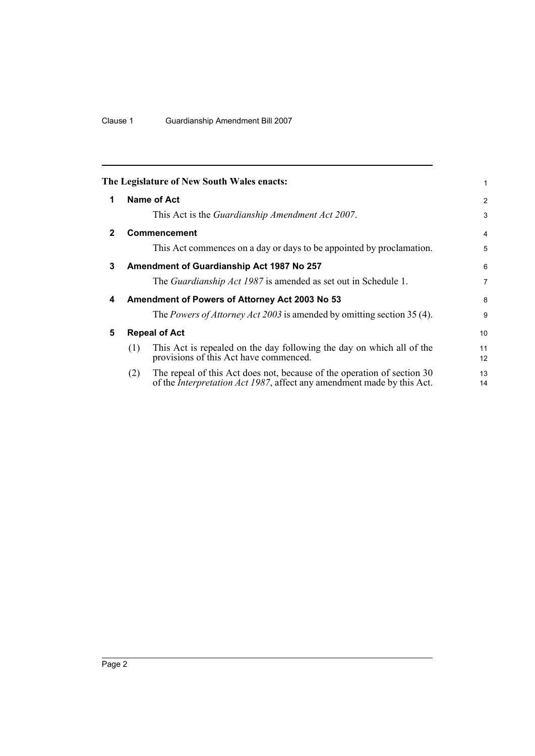The Legislature of New South Wales enacts:

## 1 Name of Act

This Act is the *Guardianship Amendment Act 2007*.

## 2 Commencement

This Act commences on a day or days to be appointed by proclamation.

## 3 Amendment of Guardianship Act 1987 No 257

The *Guardianship Act 1987* is amended as set out in Schedule 1.

## 4 Amendment of Powers of Attorney Act 2003 No 53

The *Powers of Attorney Act 2003* is amended by omitting section 35 (4).

## 5 Repeal of Act

(1) This Act is repealed on the day following the day on which all of the provisions of this Act have commenced.

(2) The repeal of this Act does not, because of the operation of section 30 of the *Interpretation Act 1987*, affect any amendment made by this Act.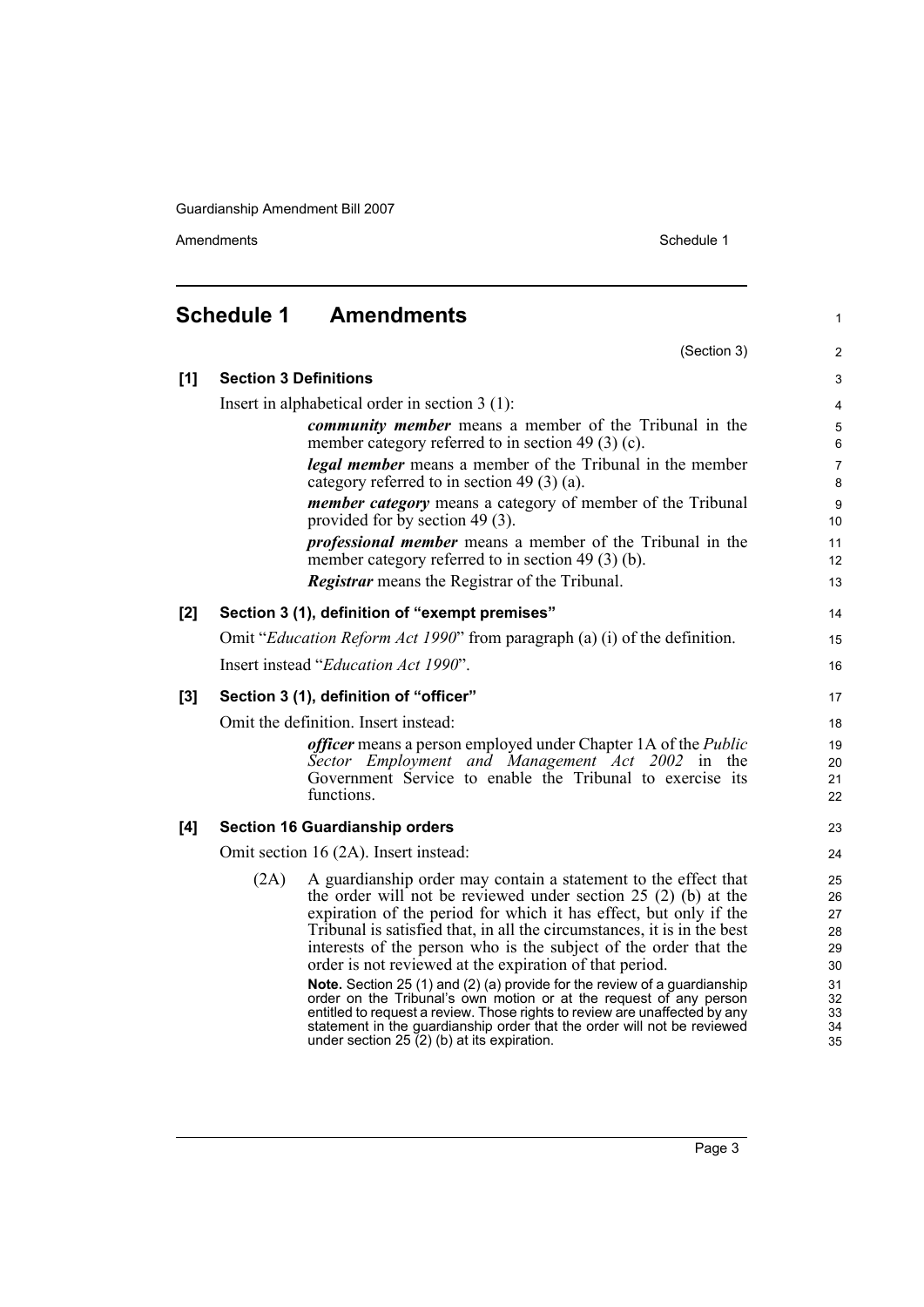## Schedule 1 Amendments

(Section 3)

**[1] Section 3 Definitions**

Insert in alphabetical order in section 3 (1):

***community member*** means a member of the Tribunal in the member category referred to in section 49 (3) (c).

***legal member*** means a member of the Tribunal in the member category referred to in section 49 (3) (a).

***member category*** means a category of member of the Tribunal provided for by section 49 (3).

***professional member*** means a member of the Tribunal in the member category referred to in section 49 (3) (b).

***Registrar*** means the Registrar of the Tribunal.

**[2] Section 3 (1), definition of "exempt premises"**

Omit "*Education Reform Act 1990*" from paragraph (a) (i) of the definition.

Insert instead "*Education Act 1990*".

**[3] Section 3 (1), definition of "officer"**

Omit the definition. Insert instead:

***officer*** means a person employed under Chapter 1A of the *Public Sector Employment and Management Act 2002* in the Government Service to enable the Tribunal to exercise its functions.

**[4] Section 16 Guardianship orders**

Omit section 16 (2A). Insert instead:

(2A) A guardianship order may contain a statement to the effect that the order will not be reviewed under section 25 (2) (b) at the expiration of the period for which it has effect, but only if the Tribunal is satisfied that, in all the circumstances, it is in the best interests of the person who is the subject of the order that the order is not reviewed at the expiration of that period.

**Note.** Section 25 (1) and (2) (a) provide for the review of a guardianship order on the Tribunal's own motion or at the request of any person entitled to request a review. Those rights to review are unaffected by any statement in the guardianship order that the order will not be reviewed under section 25 (2) (b) at its expiration.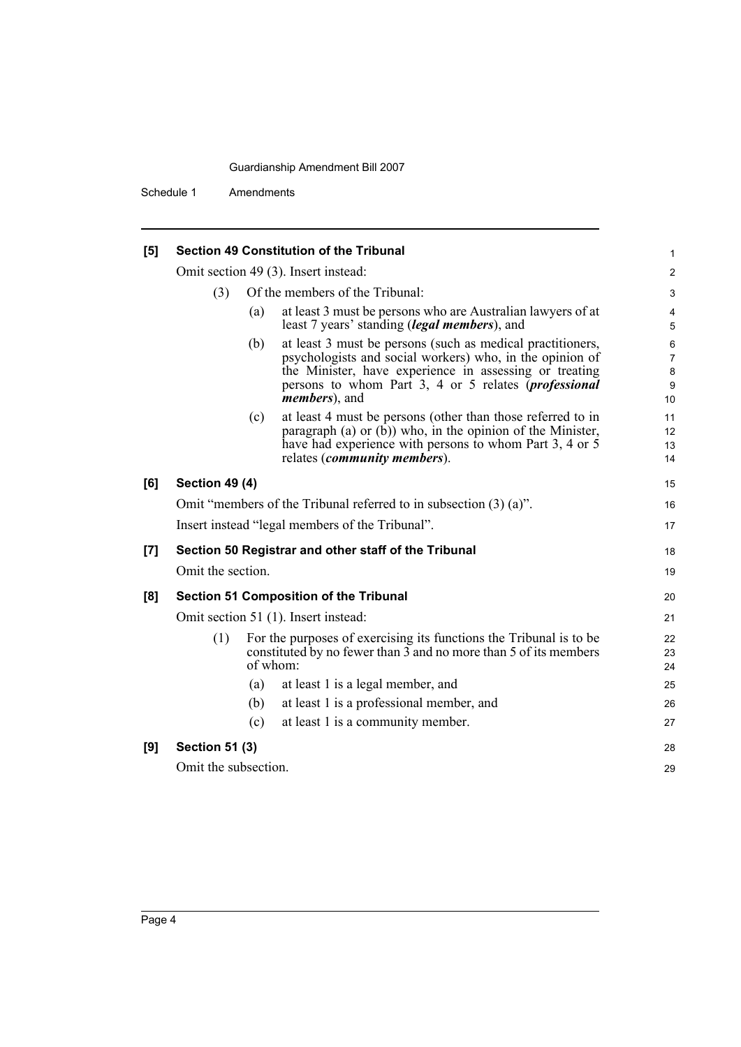**[5] Section 49 Constitution of the Tribunal**

Omit section 49 (3). Insert instead:

(3) Of the members of the Tribunal:

(a) at least 3 must be persons who are Australian lawyers of at least 7 years' standing (***legal members***), and

(b) at least 3 must be persons (such as medical practitioners, psychologists and social workers) who, in the opinion of the Minister, have experience in assessing or treating persons to whom Part 3, 4 or 5 relates (***professional members***), and

(c) at least 4 must be persons (other than those referred to in paragraph (a) or (b)) who, in the opinion of the Minister, have had experience with persons to whom Part 3, 4 or 5 relates (***community members***).

**[6] Section 49 (4)**

Omit "members of the Tribunal referred to in subsection (3) (a)".

Insert instead "legal members of the Tribunal".

**[7] Section 50 Registrar and other staff of the Tribunal**

Omit the section.

**[8] Section 51 Composition of the Tribunal**

Omit section 51 (1). Insert instead:

(1) For the purposes of exercising its functions the Tribunal is to be constituted by no fewer than 3 and no more than 5 of its members of whom:

(a) at least 1 is a legal member, and

(b) at least 1 is a professional member, and

(c) at least 1 is a community member.

**[9] Section 51 (3)**

Omit the subsection.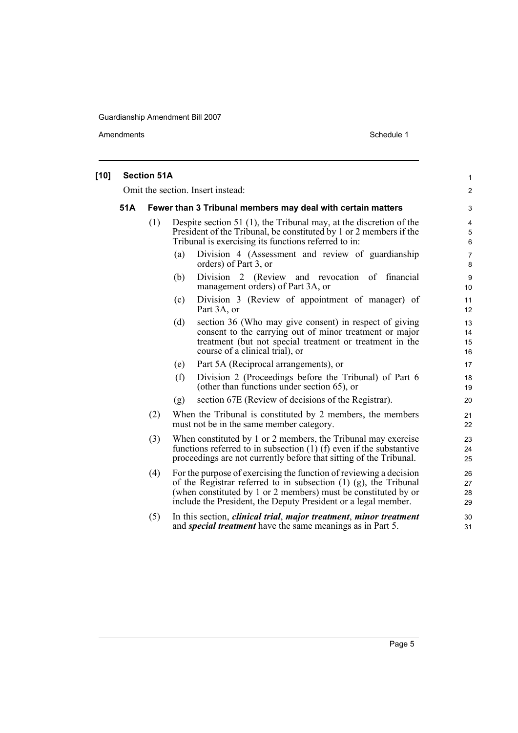## [10] Section 51A

Omit the section. Insert instead:

### 51A Fewer than 3 Tribunal members may deal with certain matters

(1) Despite section 51 (1), the Tribunal may, at the discretion of the President of the Tribunal, be constituted by 1 or 2 members if the Tribunal is exercising its functions referred to in:

- (a) Division 4 (Assessment and review of guardianship orders) of Part 3, or
- (b) Division 2 (Review and revocation of financial management orders) of Part 3A, or
- (c) Division 3 (Review of appointment of manager) of Part 3A, or
- (d) section 36 (Who may give consent) in respect of giving consent to the carrying out of minor treatment or major treatment (but not special treatment or treatment in the course of a clinical trial), or
- (e) Part 5A (Reciprocal arrangements), or
- (f) Division 2 (Proceedings before the Tribunal) of Part 6 (other than functions under section 65), or
- (g) section 67E (Review of decisions of the Registrar).

(2) When the Tribunal is constituted by 2 members, the members must not be in the same member category.

(3) When constituted by 1 or 2 members, the Tribunal may exercise functions referred to in subsection (1) (f) even if the substantive proceedings are not currently before that sitting of the Tribunal.

(4) For the purpose of exercising the function of reviewing a decision of the Registrar referred to in subsection (1) (g), the Tribunal (when constituted by 1 or 2 members) must be constituted by or include the President, the Deputy President or a legal member.

(5) In this section, ***clinical trial***, ***major treatment***, ***minor treatment*** and ***special treatment*** have the same meanings as in Part 5.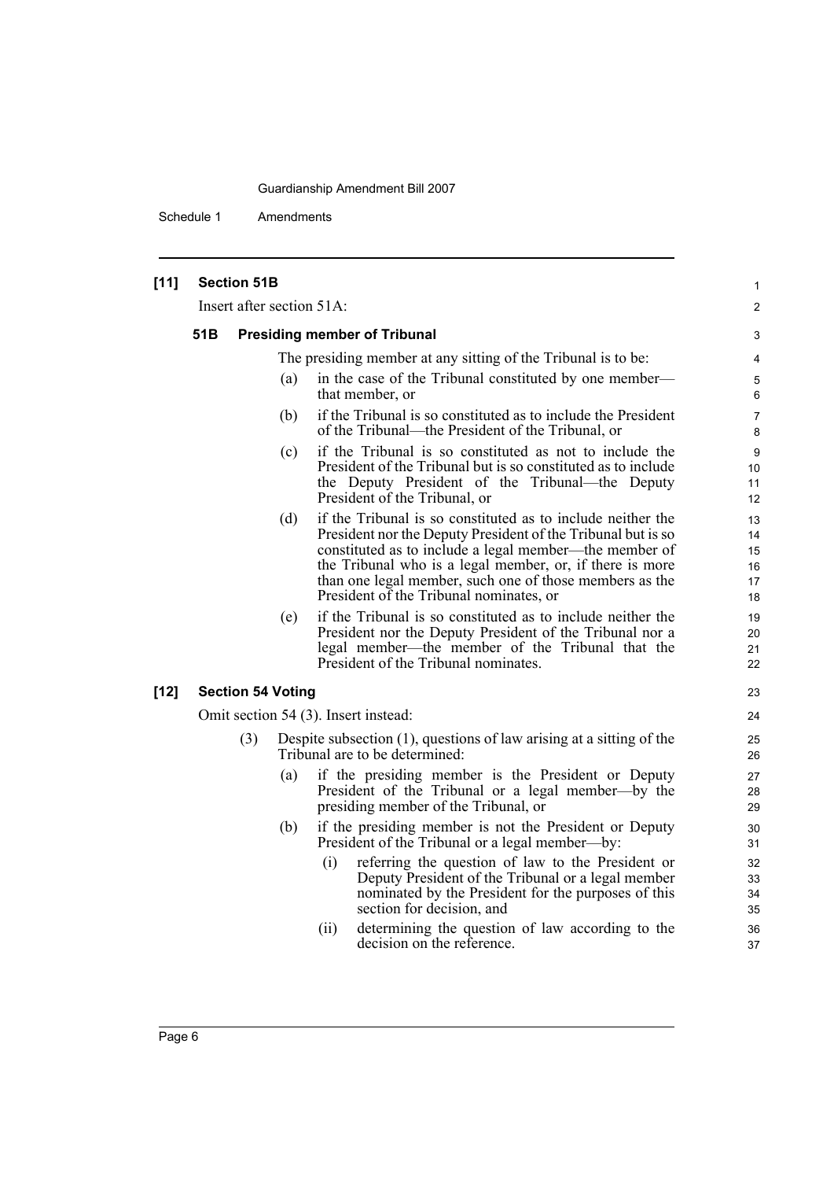**[11] Section 51B**

Insert after section 51A:

**51B Presiding member of Tribunal**

The presiding member at any sitting of the Tribunal is to be:

(a) in the case of the Tribunal constituted by one member—that member, or

(b) if the Tribunal is so constituted as to include the President of the Tribunal—the President of the Tribunal, or

(c) if the Tribunal is so constituted as not to include the President of the Tribunal but is so constituted as to include the Deputy President of the Tribunal—the Deputy President of the Tribunal, or

(d) if the Tribunal is so constituted as to include neither the President nor the Deputy President of the Tribunal but is so constituted as to include a legal member—the member of the Tribunal who is a legal member, or, if there is more than one legal member, such one of those members as the President of the Tribunal nominates, or

(e) if the Tribunal is so constituted as to include neither the President nor the Deputy President of the Tribunal nor a legal member—the member of the Tribunal that the President of the Tribunal nominates.

**[12] Section 54 Voting**

Omit section 54 (3). Insert instead:

(3) Despite subsection (1), questions of law arising at a sitting of the Tribunal are to be determined:

(a) if the presiding member is the President or Deputy President of the Tribunal or a legal member—by the presiding member of the Tribunal, or

(b) if the presiding member is not the President or Deputy President of the Tribunal or a legal member—by:

(i) referring the question of law to the President or Deputy President of the Tribunal or a legal member nominated by the President for the purposes of this section for decision, and

(ii) determining the question of law according to the decision on the reference.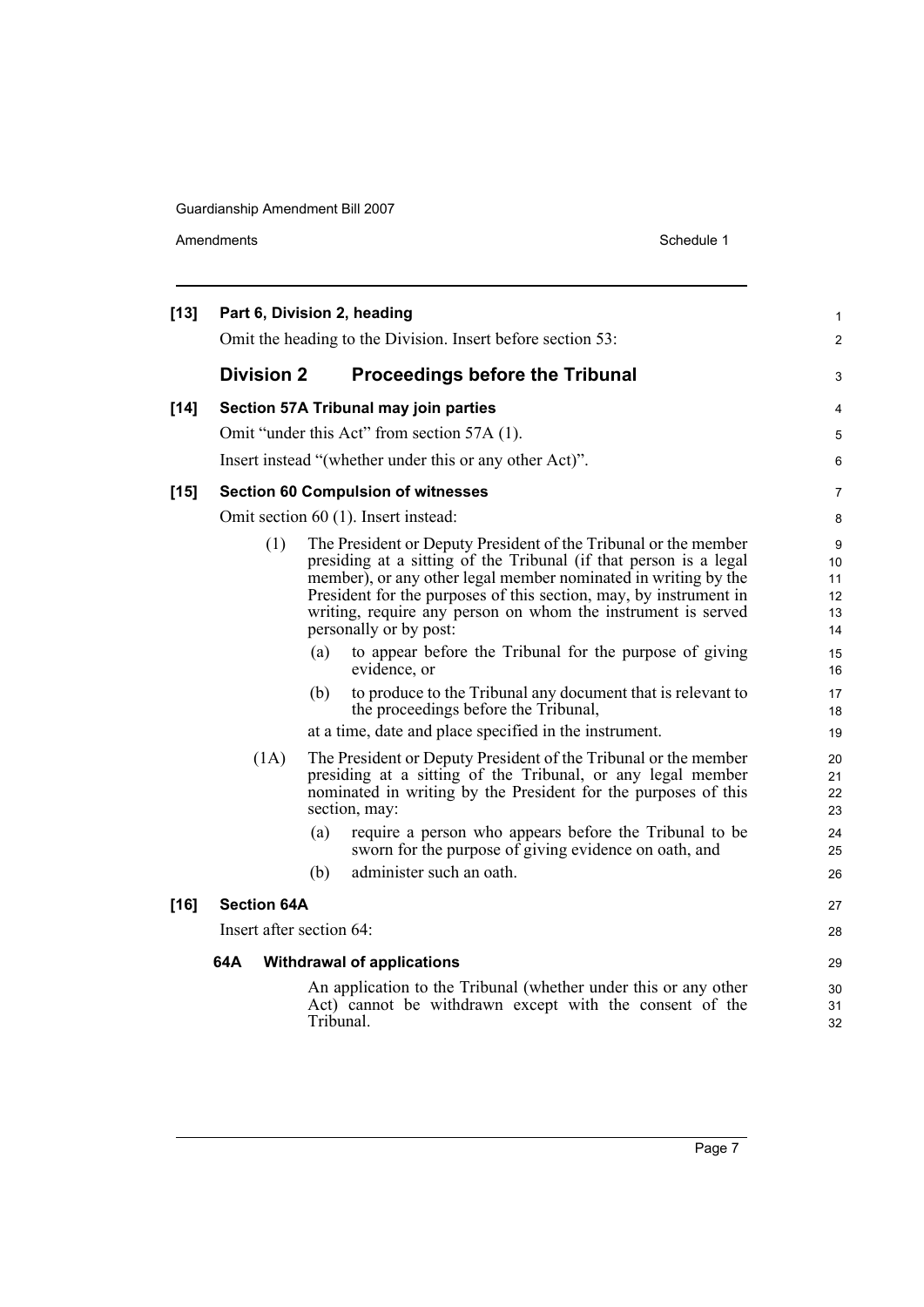**[13] Part 6, Division 2, heading**

Omit the heading to the Division. Insert before section 53:

## Division 2 Proceedings before the Tribunal

**[14] Section 57A Tribunal may join parties**

Omit "under this Act" from section 57A (1).

Insert instead "(whether under this or any other Act)".

**[15] Section 60 Compulsion of witnesses**

Omit section 60 (1). Insert instead:

(1) The President or Deputy President of the Tribunal or the member presiding at a sitting of the Tribunal (if that person is a legal member), or any other legal member nominated in writing by the President for the purposes of this section, may, by instrument in writing, require any person on whom the instrument is served personally or by post:

- (a) to appear before the Tribunal for the purpose of giving evidence, or
- (b) to produce to the Tribunal any document that is relevant to the proceedings before the Tribunal,

at a time, date and place specified in the instrument.

(1A) The President or Deputy President of the Tribunal or the member presiding at a sitting of the Tribunal, or any legal member nominated in writing by the President for the purposes of this section, may:

- (a) require a person who appears before the Tribunal to be sworn for the purpose of giving evidence on oath, and
- (b) administer such an oath.

**[16] Section 64A**

Insert after section 64:

**64A Withdrawal of applications**

An application to the Tribunal (whether under this or any other Act) cannot be withdrawn except with the consent of the Tribunal.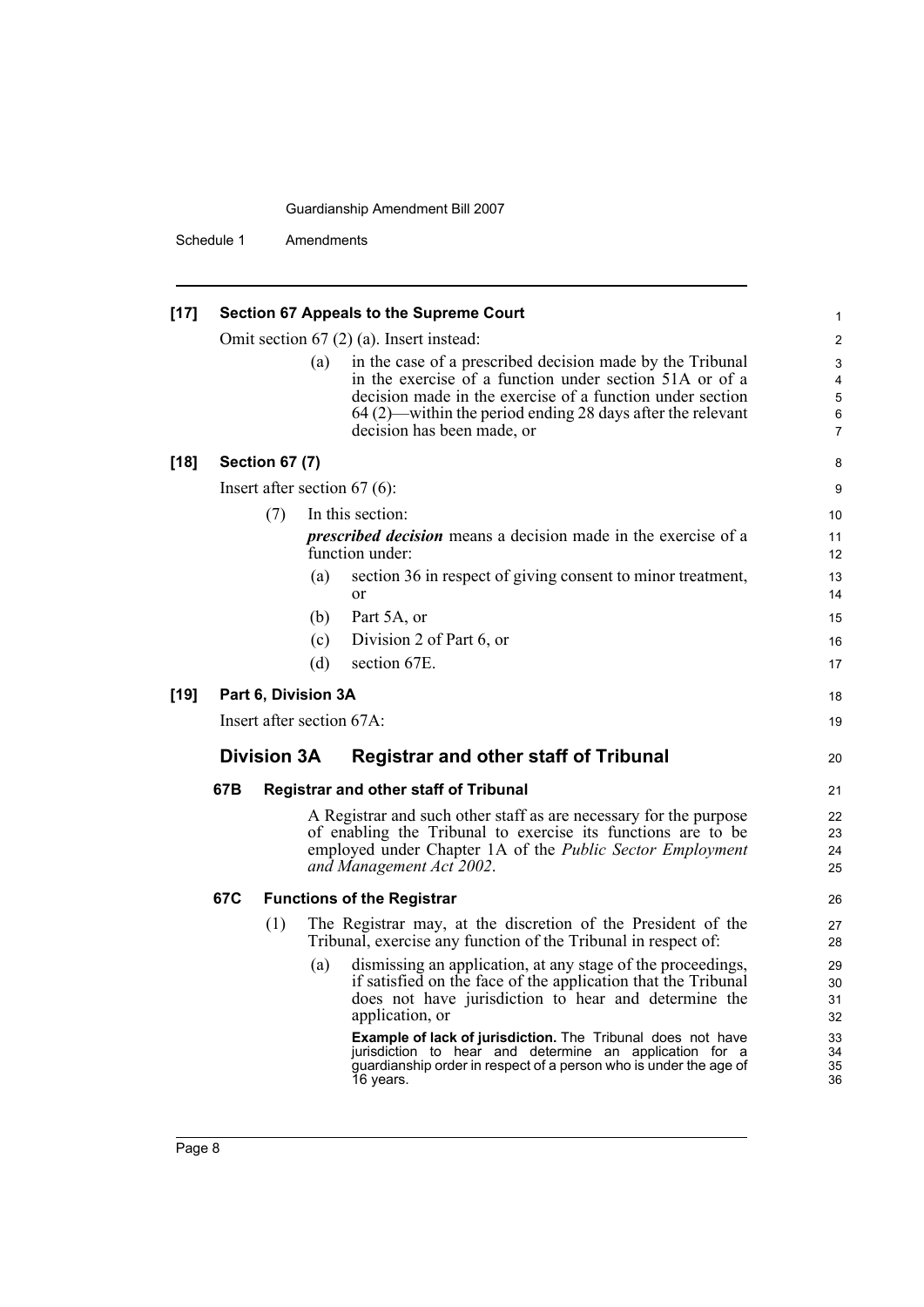**[17] Section 67 Appeals to the Supreme Court**

Omit section 67 (2) (a). Insert instead:

(a) in the case of a prescribed decision made by the Tribunal in the exercise of a function under section 51A or of a decision made in the exercise of a function under section 64 (2)—within the period ending 28 days after the relevant decision has been made, or

**[18] Section 67 (7)**

Insert after section 67 (6):

(7) In this section:

***prescribed decision*** means a decision made in the exercise of a function under:

(a) section 36 in respect of giving consent to minor treatment, or

(b) Part 5A, or

(c) Division 2 of Part 6, or

(d) section 67E.

**[19] Part 6, Division 3A**

Insert after section 67A:

## Division 3A Registrar and other staff of Tribunal

### 67B Registrar and other staff of Tribunal

A Registrar and such other staff as are necessary for the purpose of enabling the Tribunal to exercise its functions are to be employed under Chapter 1A of the *Public Sector Employment and Management Act 2002*.

### 67C Functions of the Registrar

(1) The Registrar may, at the discretion of the President of the Tribunal, exercise any function of the Tribunal in respect of:

(a) dismissing an application, at any stage of the proceedings, if satisfied on the face of the application that the Tribunal does not have jurisdiction to hear and determine the application, or

**Example of lack of jurisdiction.** The Tribunal does not have jurisdiction to hear and determine an application for a guardianship order in respect of a person who is under the age of 16 years.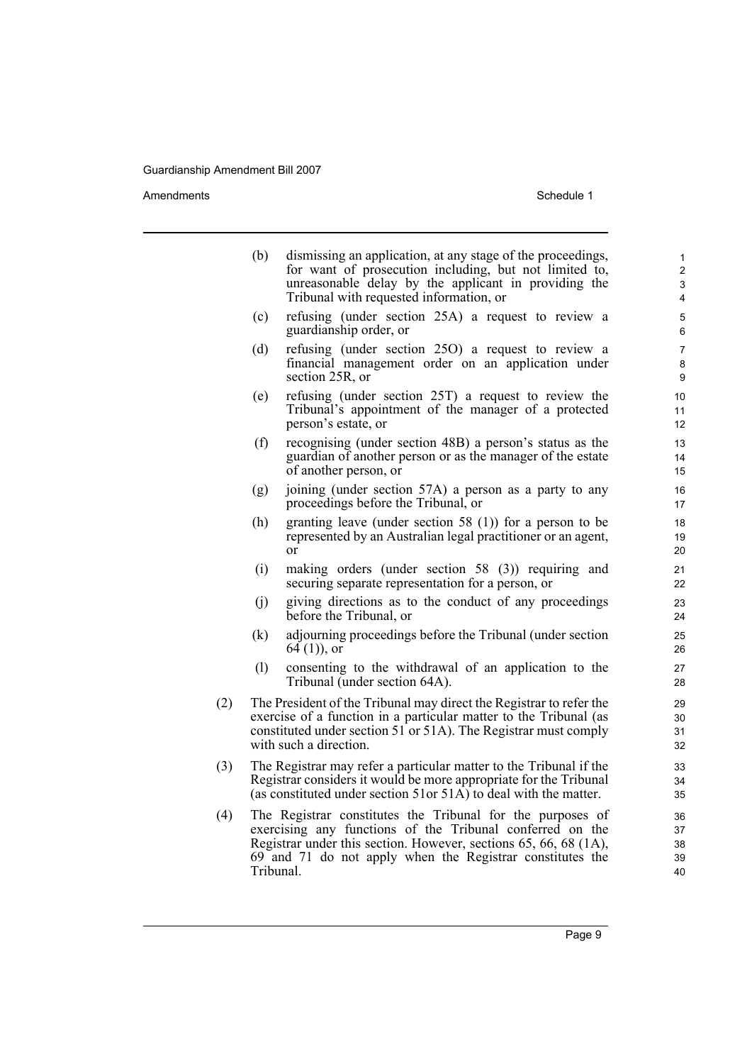(b) dismissing an application, at any stage of the proceedings, for want of prosecution including, but not limited to, unreasonable delay by the applicant in providing the Tribunal with requested information, or

(c) refusing (under section 25A) a request to review a guardianship order, or

(d) refusing (under section 25O) a request to review a financial management order on an application under section 25R, or

(e) refusing (under section 25T) a request to review the Tribunal's appointment of the manager of a protected person's estate, or

(f) recognising (under section 48B) a person's status as the guardian of another person or as the manager of the estate of another person, or

(g) joining (under section 57A) a person as a party to any proceedings before the Tribunal, or

(h) granting leave (under section 58 (1)) for a person to be represented by an Australian legal practitioner or an agent, or

(i) making orders (under section 58 (3)) requiring and securing separate representation for a person, or

(j) giving directions as to the conduct of any proceedings before the Tribunal, or

(k) adjourning proceedings before the Tribunal (under section 64 (1)), or

(l) consenting to the withdrawal of an application to the Tribunal (under section 64A).

(2) The President of the Tribunal may direct the Registrar to refer the exercise of a function in a particular matter to the Tribunal (as constituted under section 51 or 51A). The Registrar must comply with such a direction.

(3) The Registrar may refer a particular matter to the Tribunal if the Registrar considers it would be more appropriate for the Tribunal (as constituted under section 51or 51A) to deal with the matter.

(4) The Registrar constitutes the Tribunal for the purposes of exercising any functions of the Tribunal conferred on the Registrar under this section. However, sections 65, 66, 68 (1A), 69 and 71 do not apply when the Registrar constitutes the Tribunal.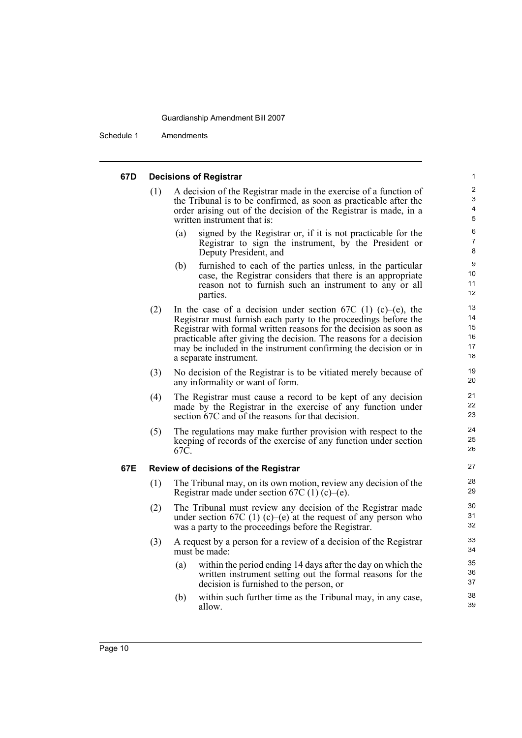#### 67D Decisions of Registrar

(1) A decision of the Registrar made in the exercise of a function of the Tribunal is to be confirmed, as soon as practicable after the order arising out of the decision of the Registrar is made, in a written instrument that is:

- (a) signed by the Registrar or, if it is not practicable for the Registrar to sign the instrument, by the President or Deputy President, and
- (b) furnished to each of the parties unless, in the particular case, the Registrar considers that there is an appropriate reason not to furnish such an instrument to any or all parties.

(2) In the case of a decision under section 67C (1) (c)–(e), the Registrar must furnish each party to the proceedings before the Registrar with formal written reasons for the decision as soon as practicable after giving the decision. The reasons for a decision may be included in the instrument confirming the decision or in a separate instrument.

(3) No decision of the Registrar is to be vitiated merely because of any informality or want of form.

(4) The Registrar must cause a record to be kept of any decision made by the Registrar in the exercise of any function under section 67C and of the reasons for that decision.

(5) The regulations may make further provision with respect to the keeping of records of the exercise of any function under section 67C.

#### 67E Review of decisions of the Registrar

(1) The Tribunal may, on its own motion, review any decision of the Registrar made under section 67C (1) (c)–(e).

(2) The Tribunal must review any decision of the Registrar made under section 67C (1) (c)–(e) at the request of any person who was a party to the proceedings before the Registrar.

(3) A request by a person for a review of a decision of the Registrar must be made:

- (a) within the period ending 14 days after the day on which the written instrument setting out the formal reasons for the decision is furnished to the person, or
- (b) within such further time as the Tribunal may, in any case, allow.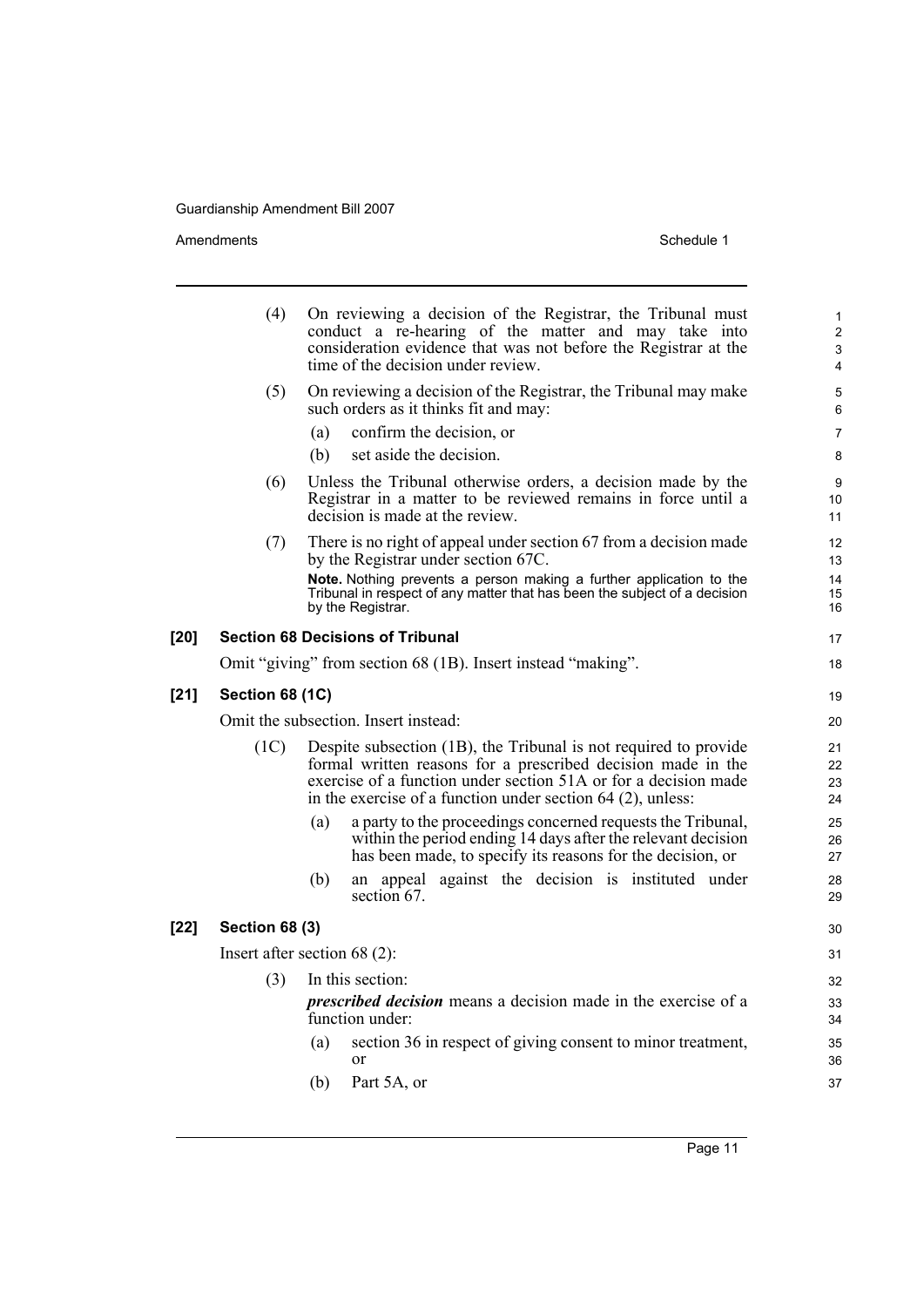(4) On reviewing a decision of the Registrar, the Tribunal must conduct a re-hearing of the matter and may take into consideration evidence that was not before the Registrar at the time of the decision under review.

(5) On reviewing a decision of the Registrar, the Tribunal may make such orders as it thinks fit and may:

(a) confirm the decision, or

(b) set aside the decision.

(6) Unless the Tribunal otherwise orders, a decision made by the Registrar in a matter to be reviewed remains in force until a decision is made at the review.

(7) There is no right of appeal under section 67 from a decision made by the Registrar under section 67C.

**Note.** Nothing prevents a person making a further application to the Tribunal in respect of any matter that has been the subject of a decision by the Registrar.

### [20] Section 68 Decisions of Tribunal

Omit "giving" from section 68 (1B). Insert instead "making".

### [21] Section 68 (1C)

Omit the subsection. Insert instead:

(1C) Despite subsection (1B), the Tribunal is not required to provide formal written reasons for a prescribed decision made in the exercise of a function under section 51A or for a decision made in the exercise of a function under section 64 (2), unless:

(a) a party to the proceedings concerned requests the Tribunal, within the period ending 14 days after the relevant decision has been made, to specify its reasons for the decision, or

(b) an appeal against the decision is instituted under section 67.

### [22] Section 68 (3)

Insert after section 68 (2):

(3) In this section:

***prescribed decision*** means a decision made in the exercise of a function under:

(a) section 36 in respect of giving consent to minor treatment, or

(b) Part 5A, or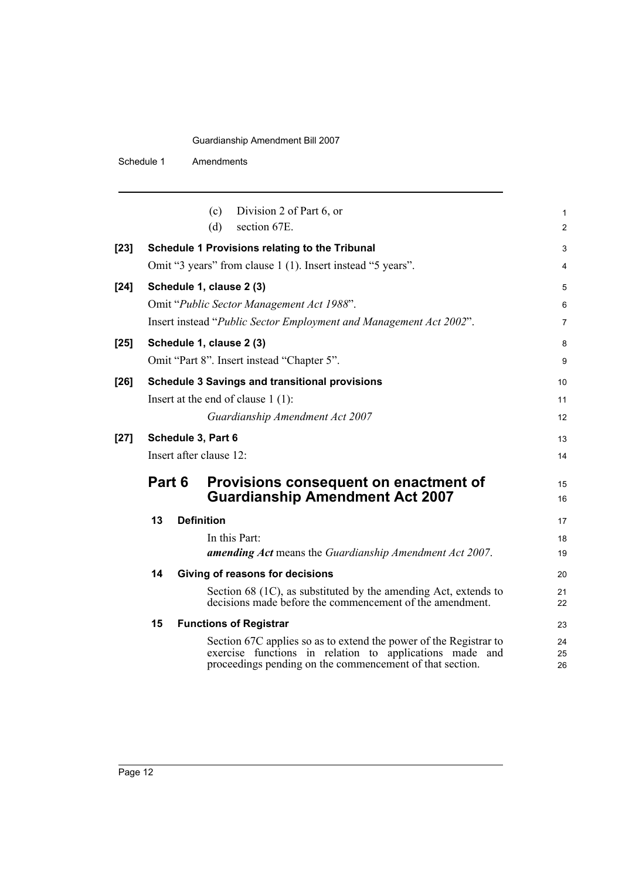(c) Division 2 of Part 6, or

(d) section 67E.

**[23] Schedule 1 Provisions relating to the Tribunal**

Omit "3 years" from clause 1 (1). Insert instead "5 years".

**[24] Schedule 1, clause 2 (3)**

Omit "*Public Sector Management Act 1988*".

Insert instead "*Public Sector Employment and Management Act 2002*".

**[25] Schedule 1, clause 2 (3)**

Omit "Part 8". Insert instead "Chapter 5".

**[26] Schedule 3 Savings and transitional provisions**

Insert at the end of clause 1 (1):

*Guardianship Amendment Act 2007*

**[27] Schedule 3, Part 6**

Insert after clause 12:

## Part 6 Provisions consequent on enactment of Guardianship Amendment Act 2007

### 13 Definition

In this Part:

***amending Act*** means the *Guardianship Amendment Act 2007*.

### 14 Giving of reasons for decisions

Section 68 (1C), as substituted by the amending Act, extends to decisions made before the commencement of the amendment.

### 15 Functions of Registrar

Section 67C applies so as to extend the power of the Registrar to exercise functions in relation to applications made and proceedings pending on the commencement of that section.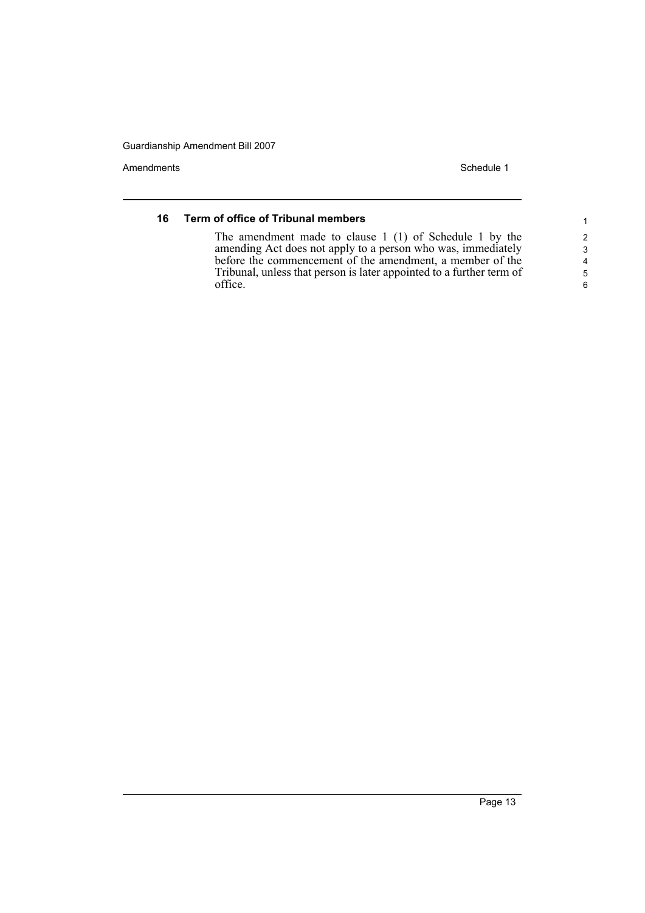### 16 Term of office of Tribunal members

The amendment made to clause 1 (1) of Schedule 1 by the amending Act does not apply to a person who was, immediately before the commencement of the amendment, a member of the Tribunal, unless that person is later appointed to a further term of office.